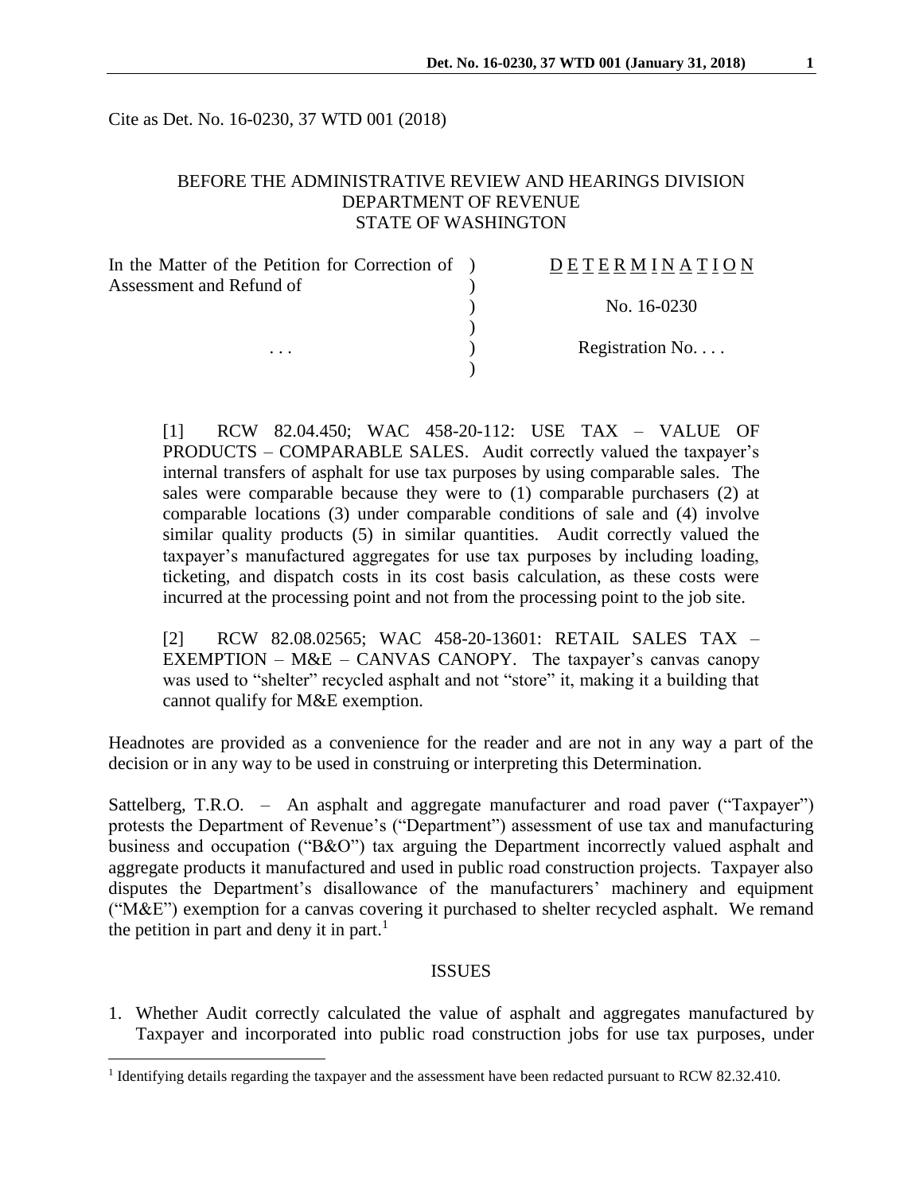Cite as Det. No. 16-0230, 37 WTD 001 (2018)

BEFORE THE ADMINISTRATIVE REVIEW AND HEARINGS DIVISION
DEPARTMENT OF REVENUE
STATE OF WASHINGTON

| | | |
|---|---|---|
| In the Matter of the Petition for Correction of Assessment and Refund of | ) | D E T E R M I N A T I O N |
| | ) | No. 16-0230 |
| . . . | ) | Registration No. . . . |

[1] RCW 82.04.450; WAC 458-20-112: USE TAX – VALUE OF PRODUCTS – COMPARABLE SALES. Audit correctly valued the taxpayer's internal transfers of asphalt for use tax purposes by using comparable sales. The sales were comparable because they were to (1) comparable purchasers (2) at comparable locations (3) under comparable conditions of sale and (4) involve similar quality products (5) in similar quantities. Audit correctly valued the taxpayer's manufactured aggregates for use tax purposes by including loading, ticketing, and dispatch costs in its cost basis calculation, as these costs were incurred at the processing point and not from the processing point to the job site.

[2] RCW 82.08.02565; WAC 458-20-13601: RETAIL SALES TAX – EXEMPTION – M&E – CANVAS CANOPY. The taxpayer's canvas canopy was used to "shelter" recycled asphalt and not "store" it, making it a building that cannot qualify for M&E exemption.

Headnotes are provided as a convenience for the reader and are not in any way a part of the decision or in any way to be used in construing or interpreting this Determination.

Sattelberg, T.R.O. – An asphalt and aggregate manufacturer and road paver ("Taxpayer") protests the Department of Revenue's ("Department") assessment of use tax and manufacturing business and occupation ("B&O") tax arguing the Department incorrectly valued asphalt and aggregate products it manufactured and used in public road construction projects. Taxpayer also disputes the Department's disallowance of the manufacturers' machinery and equipment ("M&E") exemption for a canvas covering it purchased to shelter recycled asphalt. We remand the petition in part and deny it in part.[1]

## ISSUES

1. Whether Audit correctly calculated the value of asphalt and aggregates manufactured by Taxpayer and incorporated into public road construction jobs for use tax purposes, under

[1] Identifying details regarding the taxpayer and the assessment have been redacted pursuant to RCW 82.32.410.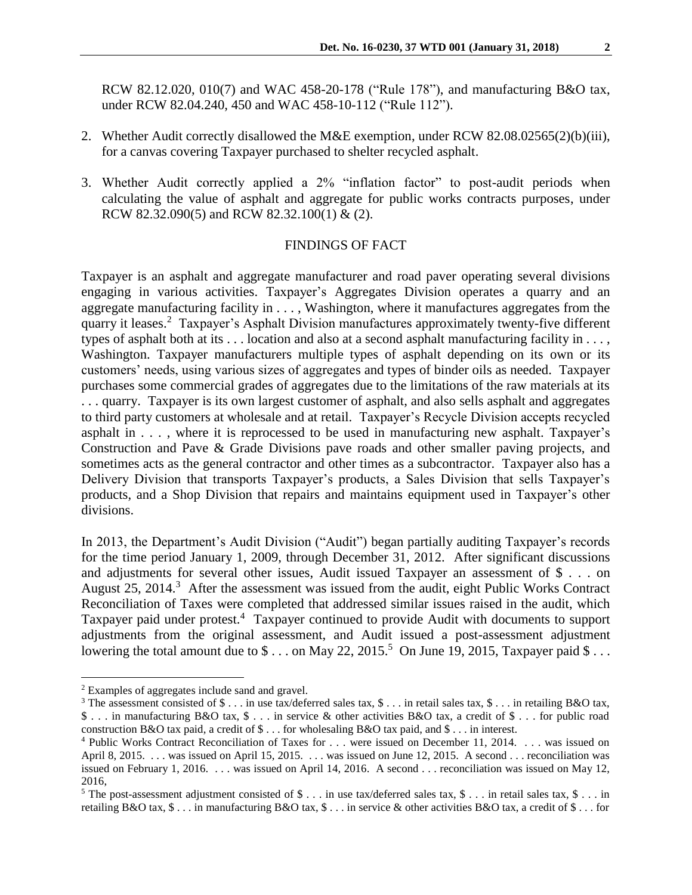RCW 82.12.020, 010(7) and WAC 458-20-178 ("Rule 178"), and manufacturing B&O tax, under RCW 82.04.240, 450 and WAC 458-10-112 ("Rule 112").

2. Whether Audit correctly disallowed the M&E exemption, under RCW 82.08.02565(2)(b)(iii), for a canvas covering Taxpayer purchased to shelter recycled asphalt.

3. Whether Audit correctly applied a 2% "inflation factor" to post-audit periods when calculating the value of asphalt and aggregate for public works contracts purposes, under RCW 82.32.090(5) and RCW 82.32.100(1) & (2).

## FINDINGS OF FACT

Taxpayer is an asphalt and aggregate manufacturer and road paver operating several divisions engaging in various activities. Taxpayer's Aggregates Division operates a quarry and an aggregate manufacturing facility in . . . , Washington, where it manufactures aggregates from the quarry it leases.[2] Taxpayer's Asphalt Division manufactures approximately twenty-five different types of asphalt both at its . . . location and also at a second asphalt manufacturing facility in . . . , Washington. Taxpayer manufacturers multiple types of asphalt depending on its own or its customers' needs, using various sizes of aggregates and types of binder oils as needed. Taxpayer purchases some commercial grades of aggregates due to the limitations of the raw materials at its . . . quarry. Taxpayer is its own largest customer of asphalt, and also sells asphalt and aggregates to third party customers at wholesale and at retail. Taxpayer's Recycle Division accepts recycled asphalt in . . . , where it is reprocessed to be used in manufacturing new asphalt. Taxpayer's Construction and Pave & Grade Divisions pave roads and other smaller paving projects, and sometimes acts as the general contractor and other times as a subcontractor. Taxpayer also has a Delivery Division that transports Taxpayer's products, a Sales Division that sells Taxpayer's products, and a Shop Division that repairs and maintains equipment used in Taxpayer's other divisions.

In 2013, the Department's Audit Division ("Audit") began partially auditing Taxpayer's records for the time period January 1, 2009, through December 31, 2012. After significant discussions and adjustments for several other issues, Audit issued Taxpayer an assessment of $ . . . on August 25, 2014.[3] After the assessment was issued from the audit, eight Public Works Contract Reconciliation of Taxes were completed that addressed similar issues raised in the audit, which Taxpayer paid under protest.[4] Taxpayer continued to provide Audit with documents to support adjustments from the original assessment, and Audit issued a post-assessment adjustment lowering the total amount due to $ . . . on May 22, 2015.[5] On June 19, 2015, Taxpayer paid $ . . .

---

[2] Examples of aggregates include sand and gravel.

[3] The assessment consisted of $ . . . in use tax/deferred sales tax, $ . . . in retail sales tax, $ . . . in retailing B&O tax, $ . . . in manufacturing B&O tax, $ . . . in service & other activities B&O tax, a credit of $ . . . for public road construction B&O tax paid, a credit of $ . . . for wholesaling B&O tax paid, and $ . . . in interest.

[4] Public Works Contract Reconciliation of Taxes for . . . were issued on December 11, 2014. . . . was issued on April 8, 2015. . . . was issued on April 15, 2015. . . . was issued on June 12, 2015. A second . . . reconciliation was issued on February 1, 2016. . . . was issued on April 14, 2016. A second . . . reconciliation was issued on May 12, 2016,

[5] The post-assessment adjustment consisted of $ . . . in use tax/deferred sales tax, $ . . . in retail sales tax, $ . . . in retailing B&O tax, $ . . . in manufacturing B&O tax, $ . . . in service & other activities B&O tax, a credit of $ . . . for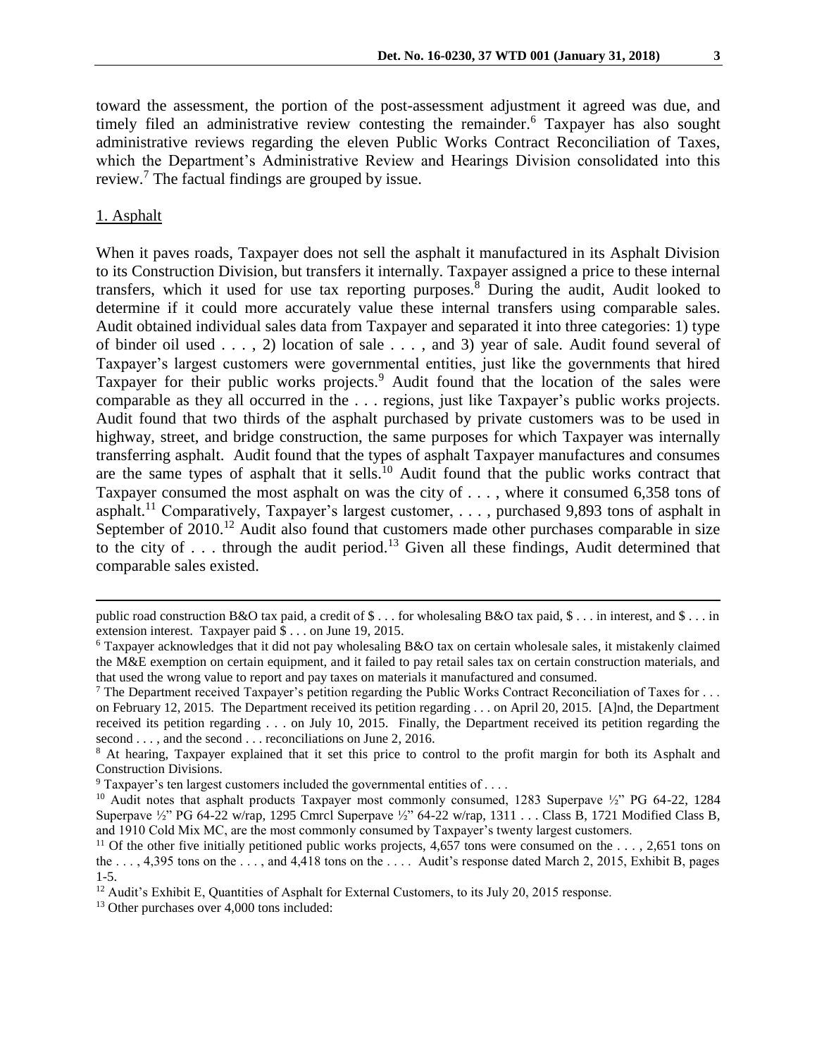toward the assessment, the portion of the post-assessment adjustment it agreed was due, and timely filed an administrative review contesting the remainder.[6] Taxpayer has also sought administrative reviews regarding the eleven Public Works Contract Reconciliation of Taxes, which the Department's Administrative Review and Hearings Division consolidated into this review.[7] The factual findings are grouped by issue.

1. Asphalt

When it paves roads, Taxpayer does not sell the asphalt it manufactured in its Asphalt Division to its Construction Division, but transfers it internally. Taxpayer assigned a price to these internal transfers, which it used for use tax reporting purposes.[8] During the audit, Audit looked to determine if it could more accurately value these internal transfers using comparable sales. Audit obtained individual sales data from Taxpayer and separated it into three categories: 1) type of binder oil used . . . , 2) location of sale . . . , and 3) year of sale. Audit found several of Taxpayer's largest customers were governmental entities, just like the governments that hired Taxpayer for their public works projects.[9] Audit found that the location of the sales were comparable as they all occurred in the . . . regions, just like Taxpayer's public works projects. Audit found that two thirds of the asphalt purchased by private customers was to be used in highway, street, and bridge construction, the same purposes for which Taxpayer was internally transferring asphalt. Audit found that the types of asphalt Taxpayer manufactures and consumes are the same types of asphalt that it sells.[10] Audit found that the public works contract that Taxpayer consumed the most asphalt on was the city of . . . , where it consumed 6,358 tons of asphalt.[11] Comparatively, Taxpayer's largest customer, . . . , purchased 9,893 tons of asphalt in September of 2010.[12] Audit also found that customers made other purchases comparable in size to the city of . . . through the audit period.[13] Given all these findings, Audit determined that comparable sales existed.

---

public road construction B&O tax paid, a credit of $ . . . for wholesaling B&O tax paid, $ . . . in interest, and $ . . . in extension interest. Taxpayer paid $ . . . on June 19, 2015.

[6] Taxpayer acknowledges that it did not pay wholesaling B&O tax on certain wholesale sales, it mistakenly claimed the M&E exemption on certain equipment, and it failed to pay retail sales tax on certain construction materials, and that used the wrong value to report and pay taxes on materials it manufactured and consumed.

[7] The Department received Taxpayer's petition regarding the Public Works Contract Reconciliation of Taxes for . . . on February 12, 2015. The Department received its petition regarding . . . on April 20, 2015. [A]nd, the Department received its petition regarding . . . on July 10, 2015. Finally, the Department received its petition regarding the second . . . , and the second . . . reconciliations on June 2, 2016.

[8] At hearing, Taxpayer explained that it set this price to control to the profit margin for both its Asphalt and Construction Divisions.

[9] Taxpayer's ten largest customers included the governmental entities of . . . .

[10] Audit notes that asphalt products Taxpayer most commonly consumed, 1283 Superpave ½" PG 64-22, 1284 Superpave ½" PG 64-22 w/rap, 1295 Cmrcl Superpave ½" 64-22 w/rap, 1311 . . . Class B, 1721 Modified Class B, and 1910 Cold Mix MC, are the most commonly consumed by Taxpayer's twenty largest customers.

[11] Of the other five initially petitioned public works projects, 4,657 tons were consumed on the . . . , 2,651 tons on the . . . , 4,395 tons on the . . . , and 4,418 tons on the . . . . Audit's response dated March 2, 2015, Exhibit B, pages 1-5.

[12] Audit's Exhibit E, Quantities of Asphalt for External Customers, to its July 20, 2015 response.

[13] Other purchases over 4,000 tons included: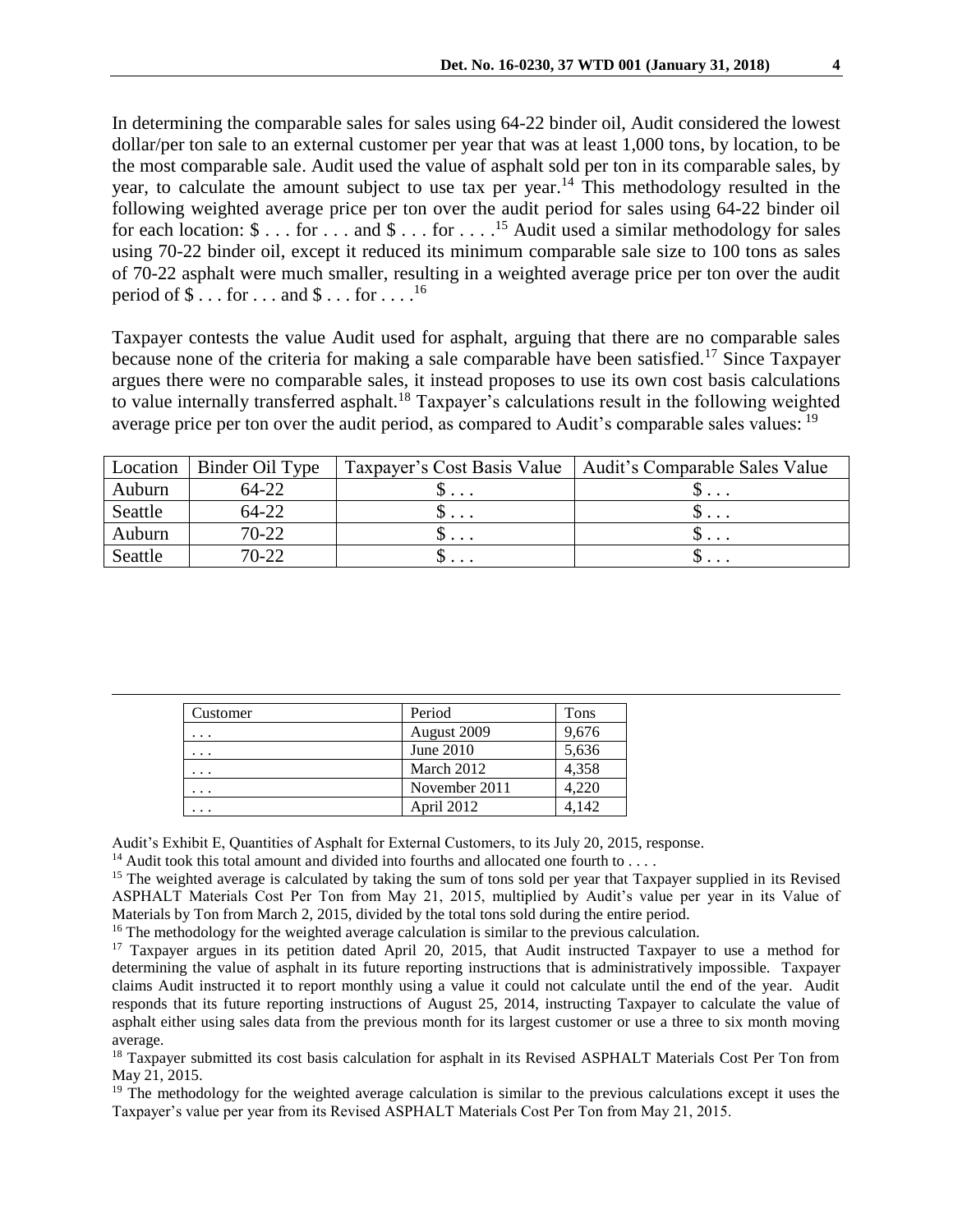In determining the comparable sales for sales using 64-22 binder oil, Audit considered the lowest dollar/per ton sale to an external customer per year that was at least 1,000 tons, by location, to be the most comparable sale. Audit used the value of asphalt sold per ton in its comparable sales, by year, to calculate the amount subject to use tax per year.[14] This methodology resulted in the following weighted average price per ton over the audit period for sales using 64-22 binder oil for each location: $ . . . for . . . and $ . . . for . . . .[15] Audit used a similar methodology for sales using 70-22 binder oil, except it reduced its minimum comparable sale size to 100 tons as sales of 70-22 asphalt were much smaller, resulting in a weighted average price per ton over the audit period of $ . . . for . . . and $ . . . for . . . .[16]

Taxpayer contests the value Audit used for asphalt, arguing that there are no comparable sales because none of the criteria for making a sale comparable have been satisfied.[17] Since Taxpayer argues there were no comparable sales, it instead proposes to use its own cost basis calculations to value internally transferred asphalt.[18] Taxpayer's calculations result in the following weighted average price per ton over the audit period, as compared to Audit's comparable sales values: [19]

| Location | Binder Oil Type | Taxpayer's Cost Basis Value | Audit's Comparable Sales Value |
|---|---|---|---|
| Auburn | 64-22 | $ . . . | $ . . . |
| Seattle | 64-22 | $ . . . | $ . . . |
| Auburn | 70-22 | $ . . . | $ . . . |
| Seattle | 70-22 | $ . . . | $ . . . |

---

| Customer | Period | Tons |
|---|---|---|
| . . . | August 2009 | 9,676 |
| . . . | June 2010 | 5,636 |
| . . . | March 2012 | 4,358 |
| . . . | November 2011 | 4,220 |
| . . . | April 2012 | 4,142 |

Audit's Exhibit E, Quantities of Asphalt for External Customers, to its July 20, 2015, response.

[14] Audit took this total amount and divided into fourths and allocated one fourth to . . . .

[15] The weighted average is calculated by taking the sum of tons sold per year that Taxpayer supplied in its Revised ASPHALT Materials Cost Per Ton from May 21, 2015, multiplied by Audit's value per year in its Value of Materials by Ton from March 2, 2015, divided by the total tons sold during the entire period.

[16] The methodology for the weighted average calculation is similar to the previous calculation.

[17] Taxpayer argues in its petition dated April 20, 2015, that Audit instructed Taxpayer to use a method for determining the value of asphalt in its future reporting instructions that is administratively impossible. Taxpayer claims Audit instructed it to report monthly using a value it could not calculate until the end of the year. Audit responds that its future reporting instructions of August 25, 2014, instructing Taxpayer to calculate the value of asphalt either using sales data from the previous month for its largest customer or use a three to six month moving average.

[18] Taxpayer submitted its cost basis calculation for asphalt in its Revised ASPHALT Materials Cost Per Ton from May 21, 2015.

[19] The methodology for the weighted average calculation is similar to the previous calculations except it uses the Taxpayer's value per year from its Revised ASPHALT Materials Cost Per Ton from May 21, 2015.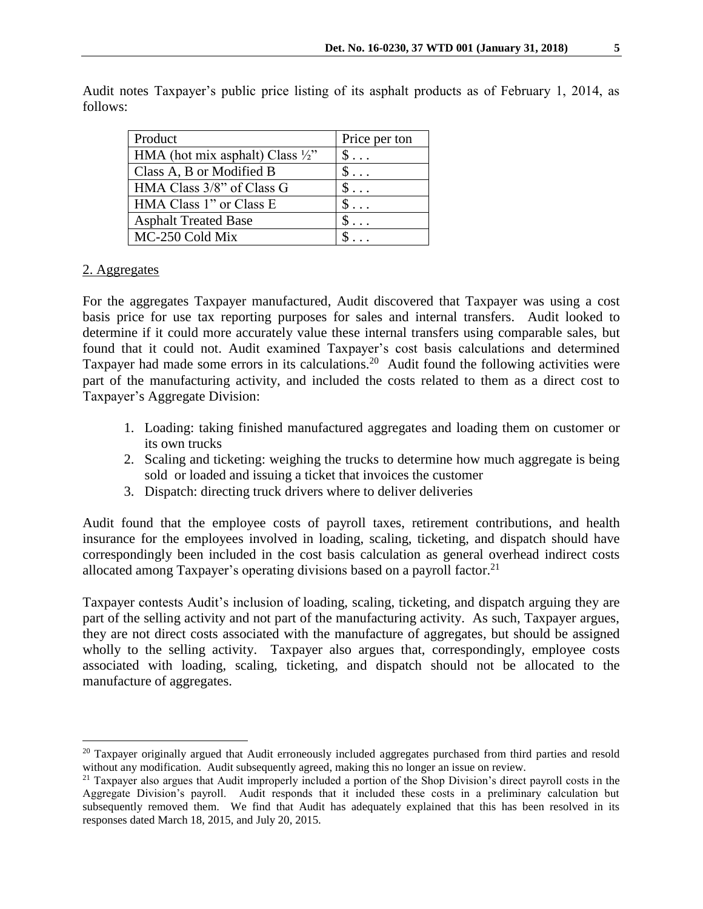Audit notes Taxpayer's public price listing of its asphalt products as of February 1, 2014, as follows:

| Product | Price per ton |
|---|---|
| HMA (hot mix asphalt) Class ½" | $ . . . |
| Class A, B or Modified B | $ . . . |
| HMA Class 3/8" of Class G | $ . . . |
| HMA Class 1" or Class E | $ . . . |
| Asphalt Treated Base | $ . . . |
| MC-250 Cold Mix | $ . . . |

2. Aggregates

For the aggregates Taxpayer manufactured, Audit discovered that Taxpayer was using a cost basis price for use tax reporting purposes for sales and internal transfers. Audit looked to determine if it could more accurately value these internal transfers using comparable sales, but found that it could not. Audit examined Taxpayer's cost basis calculations and determined Taxpayer had made some errors in its calculations.[20] Audit found the following activities were part of the manufacturing activity, and included the costs related to them as a direct cost to Taxpayer's Aggregate Division:

1. Loading: taking finished manufactured aggregates and loading them on customer or its own trucks
2. Scaling and ticketing: weighing the trucks to determine how much aggregate is being sold or loaded and issuing a ticket that invoices the customer
3. Dispatch: directing truck drivers where to deliver deliveries

Audit found that the employee costs of payroll taxes, retirement contributions, and health insurance for the employees involved in loading, scaling, ticketing, and dispatch should have correspondingly been included in the cost basis calculation as general overhead indirect costs allocated among Taxpayer's operating divisions based on a payroll factor.[21]

Taxpayer contests Audit's inclusion of loading, scaling, ticketing, and dispatch arguing they are part of the selling activity and not part of the manufacturing activity. As such, Taxpayer argues, they are not direct costs associated with the manufacture of aggregates, but should be assigned wholly to the selling activity. Taxpayer also argues that, correspondingly, employee costs associated with loading, scaling, ticketing, and dispatch should not be allocated to the manufacture of aggregates.

[20] Taxpayer originally argued that Audit erroneously included aggregates purchased from third parties and resold without any modification. Audit subsequently agreed, making this no longer an issue on review.

[21] Taxpayer also argues that Audit improperly included a portion of the Shop Division's direct payroll costs in the Aggregate Division's payroll. Audit responds that it included these costs in a preliminary calculation but subsequently removed them. We find that Audit has adequately explained that this has been resolved in its responses dated March 18, 2015, and July 20, 2015.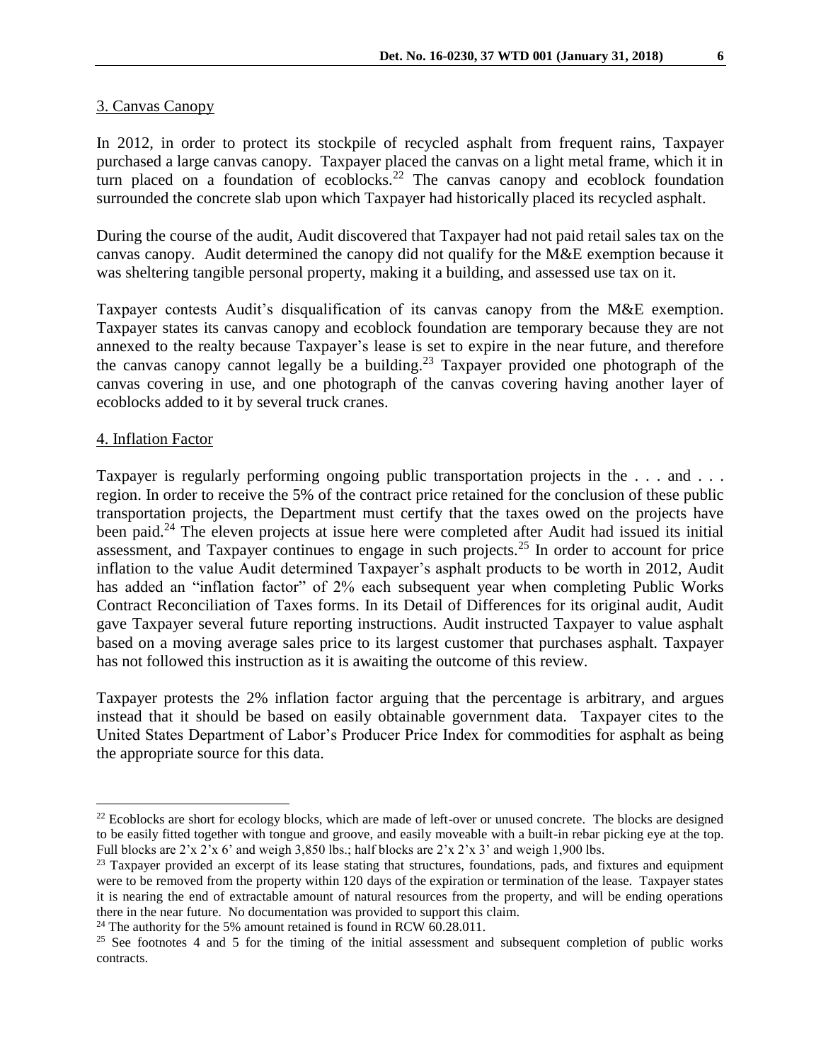3. Canvas Canopy

In 2012, in order to protect its stockpile of recycled asphalt from frequent rains, Taxpayer purchased a large canvas canopy. Taxpayer placed the canvas on a light metal frame, which it in turn placed on a foundation of ecoblocks.[22] The canvas canopy and ecoblock foundation surrounded the concrete slab upon which Taxpayer had historically placed its recycled asphalt.

During the course of the audit, Audit discovered that Taxpayer had not paid retail sales tax on the canvas canopy. Audit determined the canopy did not qualify for the M&E exemption because it was sheltering tangible personal property, making it a building, and assessed use tax on it.

Taxpayer contests Audit's disqualification of its canvas canopy from the M&E exemption. Taxpayer states its canvas canopy and ecoblock foundation are temporary because they are not annexed to the realty because Taxpayer's lease is set to expire in the near future, and therefore the canvas canopy cannot legally be a building.[23] Taxpayer provided one photograph of the canvas covering in use, and one photograph of the canvas covering having another layer of ecoblocks added to it by several truck cranes.

4. Inflation Factor

Taxpayer is regularly performing ongoing public transportation projects in the . . . and . . . region. In order to receive the 5% of the contract price retained for the conclusion of these public transportation projects, the Department must certify that the taxes owed on the projects have been paid.[24] The eleven projects at issue here were completed after Audit had issued its initial assessment, and Taxpayer continues to engage in such projects.[25] In order to account for price inflation to the value Audit determined Taxpayer's asphalt products to be worth in 2012, Audit has added an "inflation factor" of 2% each subsequent year when completing Public Works Contract Reconciliation of Taxes forms. In its Detail of Differences for its original audit, Audit gave Taxpayer several future reporting instructions. Audit instructed Taxpayer to value asphalt based on a moving average sales price to its largest customer that purchases asphalt. Taxpayer has not followed this instruction as it is awaiting the outcome of this review.

Taxpayer protests the 2% inflation factor arguing that the percentage is arbitrary, and argues instead that it should be based on easily obtainable government data. Taxpayer cites to the United States Department of Labor's Producer Price Index for commodities for asphalt as being the appropriate source for this data.

---

[22] Ecoblocks are short for ecology blocks, which are made of left-over or unused concrete. The blocks are designed to be easily fitted together with tongue and groove, and easily moveable with a built-in rebar picking eye at the top. Full blocks are 2'x 2'x 6' and weigh 3,850 lbs.; half blocks are 2'x 2'x 3' and weigh 1,900 lbs.

[23] Taxpayer provided an excerpt of its lease stating that structures, foundations, pads, and fixtures and equipment were to be removed from the property within 120 days of the expiration or termination of the lease. Taxpayer states it is nearing the end of extractable amount of natural resources from the property, and will be ending operations there in the near future. No documentation was provided to support this claim.

[24] The authority for the 5% amount retained is found in RCW 60.28.011.

[25] See footnotes 4 and 5 for the timing of the initial assessment and subsequent completion of public works contracts.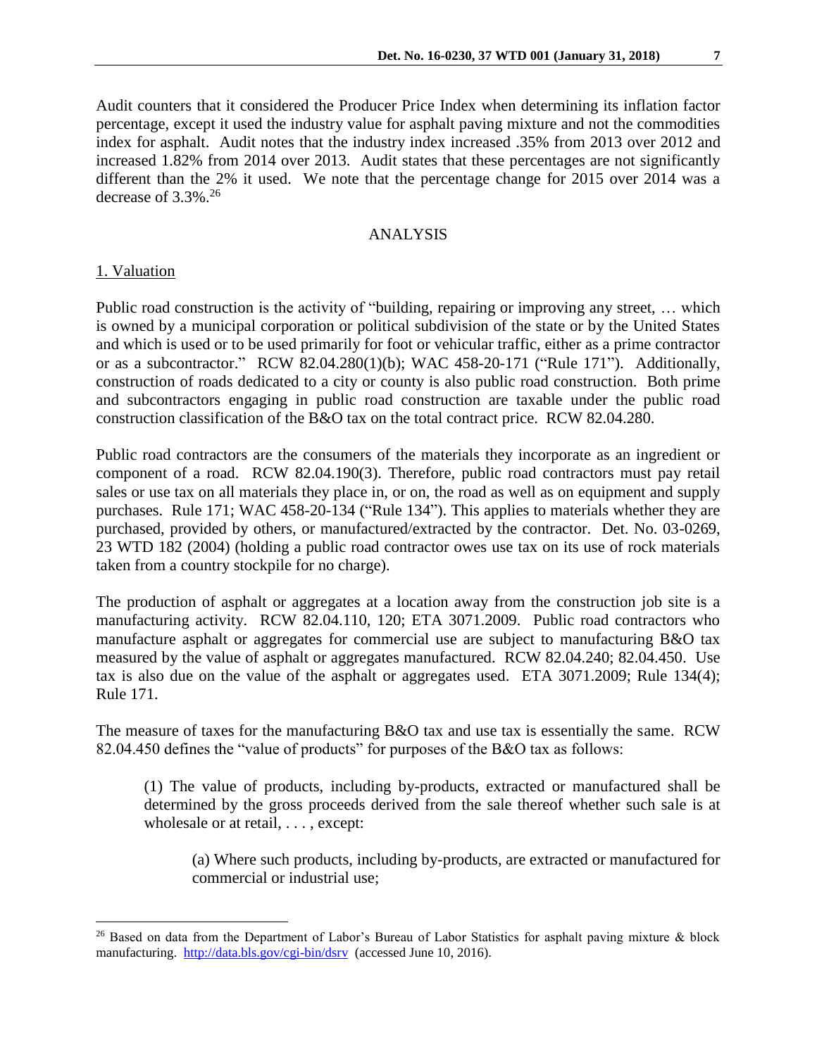Audit counters that it considered the Producer Price Index when determining its inflation factor percentage, except it used the industry value for asphalt paving mixture and not the commodities index for asphalt. Audit notes that the industry index increased .35% from 2013 over 2012 and increased 1.82% from 2014 over 2013. Audit states that these percentages are not significantly different than the 2% it used. We note that the percentage change for 2015 over 2014 was a decrease of 3.3%.[26]

## ANALYSIS

### 1. Valuation

Public road construction is the activity of "building, repairing or improving any street, … which is owned by a municipal corporation or political subdivision of the state or by the United States and which is used or to be used primarily for foot or vehicular traffic, either as a prime contractor or as a subcontractor." RCW 82.04.280(1)(b); WAC 458-20-171 ("Rule 171"). Additionally, construction of roads dedicated to a city or county is also public road construction. Both prime and subcontractors engaging in public road construction are taxable under the public road construction classification of the B&O tax on the total contract price. RCW 82.04.280.

Public road contractors are the consumers of the materials they incorporate as an ingredient or component of a road. RCW 82.04.190(3). Therefore, public road contractors must pay retail sales or use tax on all materials they place in, or on, the road as well as on equipment and supply purchases. Rule 171; WAC 458-20-134 ("Rule 134"). This applies to materials whether they are purchased, provided by others, or manufactured/extracted by the contractor. Det. No. 03-0269, 23 WTD 182 (2004) (holding a public road contractor owes use tax on its use of rock materials taken from a country stockpile for no charge).

The production of asphalt or aggregates at a location away from the construction job site is a manufacturing activity. RCW 82.04.110, 120; ETA 3071.2009. Public road contractors who manufacture asphalt or aggregates for commercial use are subject to manufacturing B&O tax measured by the value of asphalt or aggregates manufactured. RCW 82.04.240; 82.04.450. Use tax is also due on the value of the asphalt or aggregates used. ETA 3071.2009; Rule 134(4); Rule 171.

The measure of taxes for the manufacturing B&O tax and use tax is essentially the same. RCW 82.04.450 defines the "value of products" for purposes of the B&O tax as follows:

> (1) The value of products, including by-products, extracted or manufactured shall be determined by the gross proceeds derived from the sale thereof whether such sale is at wholesale or at retail, . . . , except:
>
> > (a) Where such products, including by-products, are extracted or manufactured for commercial or industrial use;

---

[26] Based on data from the Department of Labor's Bureau of Labor Statistics for asphalt paving mixture & block manufacturing. http://data.bls.gov/cgi-bin/dsrv (accessed June 10, 2016).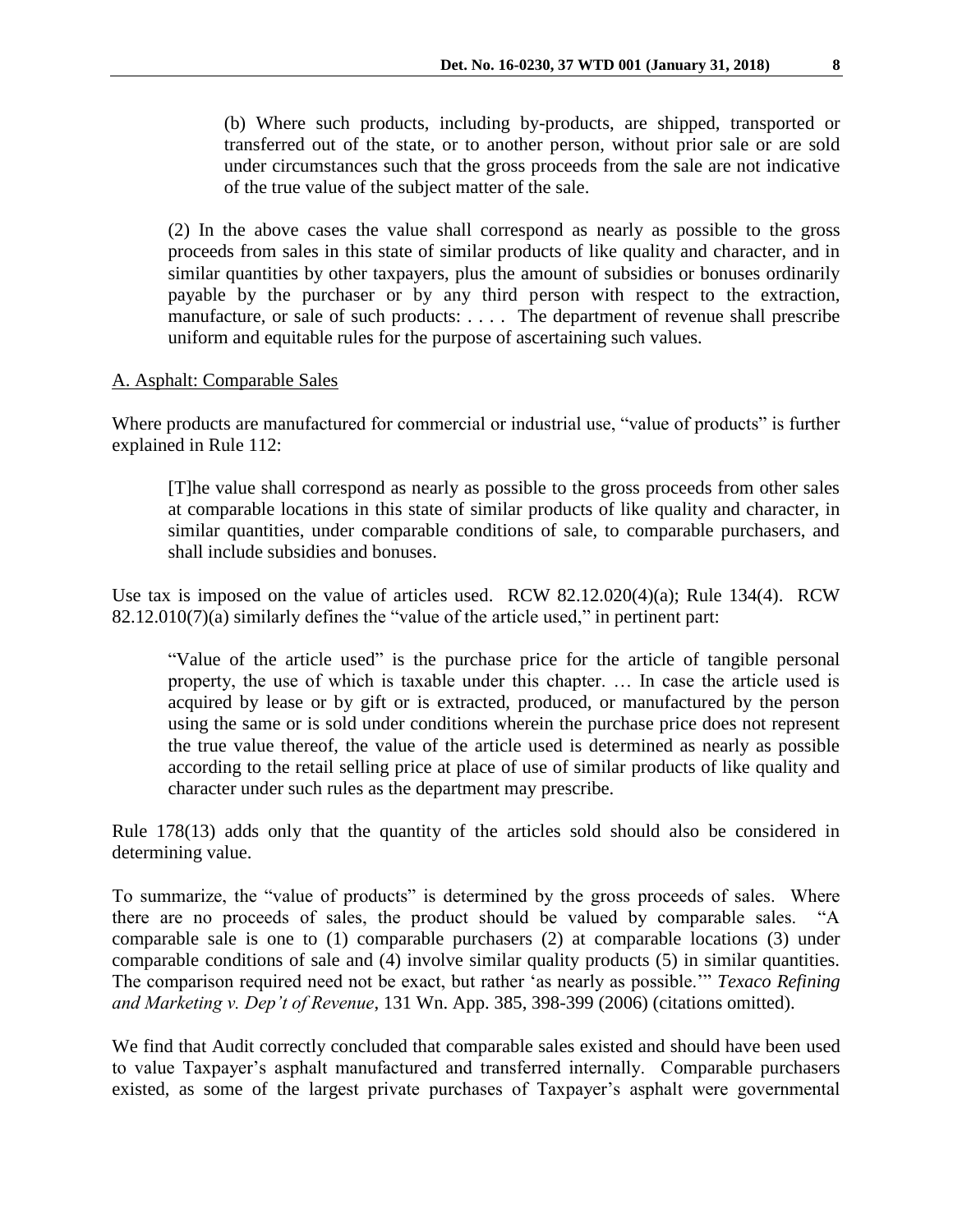> (b) Where such products, including by-products, are shipped, transported or transferred out of the state, or to another person, without prior sale or are sold under circumstances such that the gross proceeds from the sale are not indicative of the true value of the subject matter of the sale.
>
> (2) In the above cases the value shall correspond as nearly as possible to the gross proceeds from sales in this state of similar products of like quality and character, and in similar quantities by other taxpayers, plus the amount of subsidies or bonuses ordinarily payable by the purchaser or by any third person with respect to the extraction, manufacture, or sale of such products: . . . . The department of revenue shall prescribe uniform and equitable rules for the purpose of ascertaining such values.

A. Asphalt: Comparable Sales

Where products are manufactured for commercial or industrial use, "value of products" is further explained in Rule 112:

> [T]he value shall correspond as nearly as possible to the gross proceeds from other sales at comparable locations in this state of similar products of like quality and character, in similar quantities, under comparable conditions of sale, to comparable purchasers, and shall include subsidies and bonuses.

Use tax is imposed on the value of articles used. RCW 82.12.020(4)(a); Rule 134(4). RCW 82.12.010(7)(a) similarly defines the "value of the article used," in pertinent part:

> "Value of the article used" is the purchase price for the article of tangible personal property, the use of which is taxable under this chapter. … In case the article used is acquired by lease or by gift or is extracted, produced, or manufactured by the person using the same or is sold under conditions wherein the purchase price does not represent the true value thereof, the value of the article used is determined as nearly as possible according to the retail selling price at place of use of similar products of like quality and character under such rules as the department may prescribe.

Rule 178(13) adds only that the quantity of the articles sold should also be considered in determining value.

To summarize, the "value of products" is determined by the gross proceeds of sales. Where there are no proceeds of sales, the product should be valued by comparable sales. "A comparable sale is one to (1) comparable purchasers (2) at comparable locations (3) under comparable conditions of sale and (4) involve similar quality products (5) in similar quantities. The comparison required need not be exact, but rather 'as nearly as possible.'" *Texaco Refining and Marketing v. Dep't of Revenue*, 131 Wn. App. 385, 398-399 (2006) (citations omitted).

We find that Audit correctly concluded that comparable sales existed and should have been used to value Taxpayer's asphalt manufactured and transferred internally. Comparable purchasers existed, as some of the largest private purchases of Taxpayer's asphalt were governmental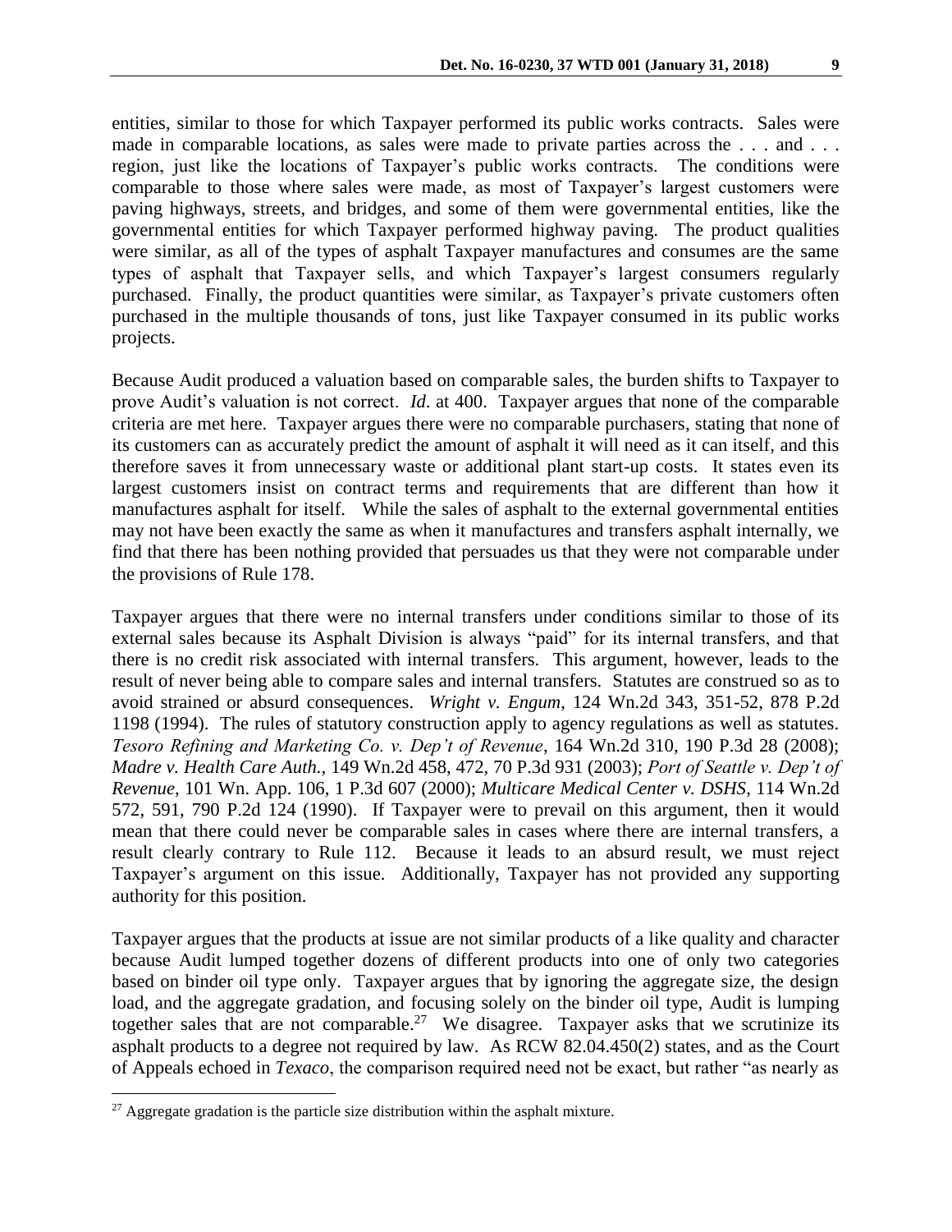entities, similar to those for which Taxpayer performed its public works contracts. Sales were made in comparable locations, as sales were made to private parties across the . . . and . . . region, just like the locations of Taxpayer's public works contracts. The conditions were comparable to those where sales were made, as most of Taxpayer's largest customers were paving highways, streets, and bridges, and some of them were governmental entities, like the governmental entities for which Taxpayer performed highway paving. The product qualities were similar, as all of the types of asphalt Taxpayer manufactures and consumes are the same types of asphalt that Taxpayer sells, and which Taxpayer's largest consumers regularly purchased. Finally, the product quantities were similar, as Taxpayer's private customers often purchased in the multiple thousands of tons, just like Taxpayer consumed in its public works projects.

Because Audit produced a valuation based on comparable sales, the burden shifts to Taxpayer to prove Audit's valuation is not correct. *Id.* at 400. Taxpayer argues that none of the comparable criteria are met here. Taxpayer argues there were no comparable purchasers, stating that none of its customers can as accurately predict the amount of asphalt it will need as it can itself, and this therefore saves it from unnecessary waste or additional plant start-up costs. It states even its largest customers insist on contract terms and requirements that are different than how it manufactures asphalt for itself. While the sales of asphalt to the external governmental entities may not have been exactly the same as when it manufactures and transfers asphalt internally, we find that there has been nothing provided that persuades us that they were not comparable under the provisions of Rule 178.

Taxpayer argues that there were no internal transfers under conditions similar to those of its external sales because its Asphalt Division is always "paid" for its internal transfers, and that there is no credit risk associated with internal transfers. This argument, however, leads to the result of never being able to compare sales and internal transfers. Statutes are construed so as to avoid strained or absurd consequences. *Wright v. Engum*, 124 Wn.2d 343, 351-52, 878 P.2d 1198 (1994). The rules of statutory construction apply to agency regulations as well as statutes. *Tesoro Refining and Marketing Co. v. Dep't of Revenue*, 164 Wn.2d 310, 190 P.3d 28 (2008); *Madre v. Health Care Auth.*, 149 Wn.2d 458, 472, 70 P.3d 931 (2003); *Port of Seattle v. Dep't of Revenue*, 101 Wn. App. 106, 1 P.3d 607 (2000); *Multicare Medical Center v. DSHS*, 114 Wn.2d 572, 591, 790 P.2d 124 (1990). If Taxpayer were to prevail on this argument, then it would mean that there could never be comparable sales in cases where there are internal transfers, a result clearly contrary to Rule 112. Because it leads to an absurd result, we must reject Taxpayer's argument on this issue. Additionally, Taxpayer has not provided any supporting authority for this position.

Taxpayer argues that the products at issue are not similar products of a like quality and character because Audit lumped together dozens of different products into one of only two categories based on binder oil type only. Taxpayer argues that by ignoring the aggregate size, the design load, and the aggregate gradation, and focusing solely on the binder oil type, Audit is lumping together sales that are not comparable.[27] We disagree. Taxpayer asks that we scrutinize its asphalt products to a degree not required by law. As RCW 82.04.450(2) states, and as the Court of Appeals echoed in *Texaco*, the comparison required need not be exact, but rather "as nearly as

[27] Aggregate gradation is the particle size distribution within the asphalt mixture.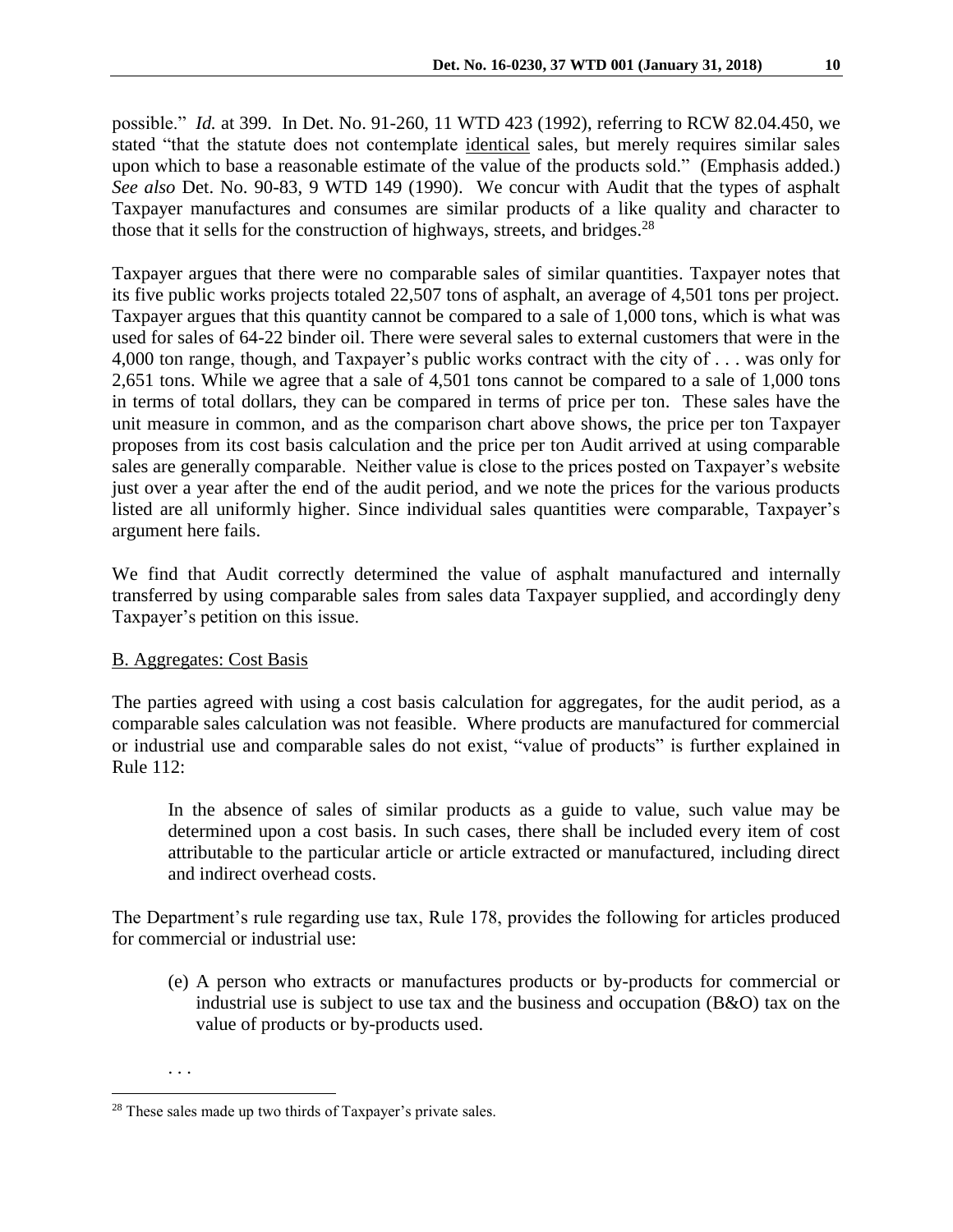possible." *Id.* at 399. In Det. No. 91-260, 11 WTD 423 (1992), referring to RCW 82.04.450, we stated "that the statute does not contemplate identical sales, but merely requires similar sales upon which to base a reasonable estimate of the value of the products sold." (Emphasis added.) *See also* Det. No. 90-83, 9 WTD 149 (1990). We concur with Audit that the types of asphalt Taxpayer manufactures and consumes are similar products of a like quality and character to those that it sells for the construction of highways, streets, and bridges.[28]

Taxpayer argues that there were no comparable sales of similar quantities. Taxpayer notes that its five public works projects totaled 22,507 tons of asphalt, an average of 4,501 tons per project. Taxpayer argues that this quantity cannot be compared to a sale of 1,000 tons, which is what was used for sales of 64-22 binder oil. There were several sales to external customers that were in the 4,000 ton range, though, and Taxpayer's public works contract with the city of . . . was only for 2,651 tons. While we agree that a sale of 4,501 tons cannot be compared to a sale of 1,000 tons in terms of total dollars, they can be compared in terms of price per ton. These sales have the unit measure in common, and as the comparison chart above shows, the price per ton Taxpayer proposes from its cost basis calculation and the price per ton Audit arrived at using comparable sales are generally comparable. Neither value is close to the prices posted on Taxpayer's website just over a year after the end of the audit period, and we note the prices for the various products listed are all uniformly higher. Since individual sales quantities were comparable, Taxpayer's argument here fails.

We find that Audit correctly determined the value of asphalt manufactured and internally transferred by using comparable sales from sales data Taxpayer supplied, and accordingly deny Taxpayer's petition on this issue.

B. Aggregates: Cost Basis

The parties agreed with using a cost basis calculation for aggregates, for the audit period, as a comparable sales calculation was not feasible. Where products are manufactured for commercial or industrial use and comparable sales do not exist, "value of products" is further explained in Rule 112:

> In the absence of sales of similar products as a guide to value, such value may be determined upon a cost basis. In such cases, there shall be included every item of cost attributable to the particular article or article extracted or manufactured, including direct and indirect overhead costs.

The Department's rule regarding use tax, Rule 178, provides the following for articles produced for commercial or industrial use:

> (e) A person who extracts or manufactures products or by-products for commercial or industrial use is subject to use tax and the business and occupation (B&O) tax on the value of products or by-products used.
>
> . . .

[28] These sales made up two thirds of Taxpayer's private sales.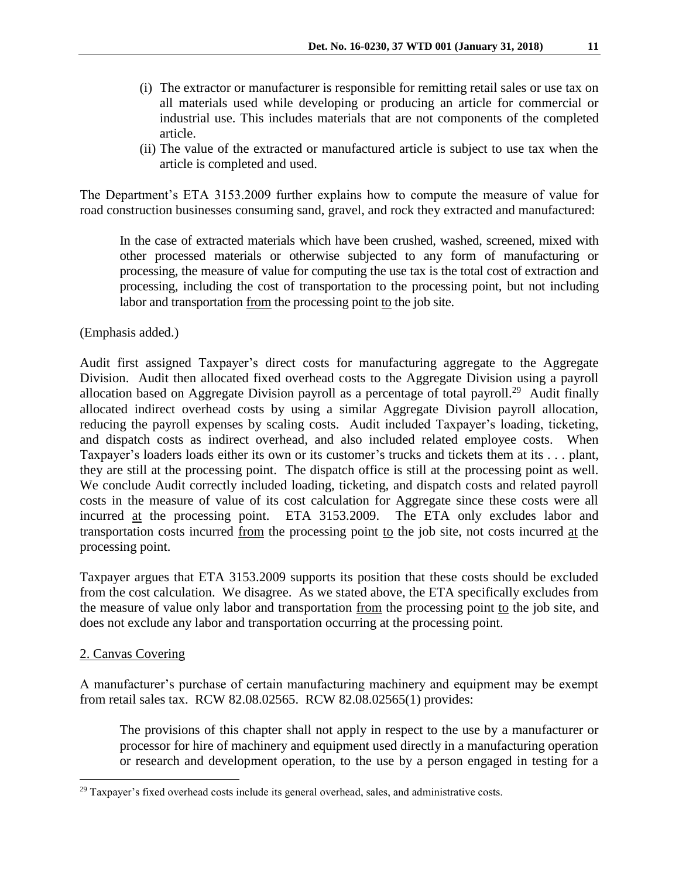(i) The extractor or manufacturer is responsible for remitting retail sales or use tax on all materials used while developing or producing an article for commercial or industrial use. This includes materials that are not components of the completed article.

(ii) The value of the extracted or manufactured article is subject to use tax when the article is completed and used.

The Department's ETA 3153.2009 further explains how to compute the measure of value for road construction businesses consuming sand, gravel, and rock they extracted and manufactured:

> In the case of extracted materials which have been crushed, washed, screened, mixed with other processed materials or otherwise subjected to any form of manufacturing or processing, the measure of value for computing the use tax is the total cost of extraction and processing, including the cost of transportation to the processing point, but not including labor and transportation <u>from</u> the processing point <u>to</u> the job site.

(Emphasis added.)

Audit first assigned Taxpayer's direct costs for manufacturing aggregate to the Aggregate Division. Audit then allocated fixed overhead costs to the Aggregate Division using a payroll allocation based on Aggregate Division payroll as a percentage of total payroll.[29] Audit finally allocated indirect overhead costs by using a similar Aggregate Division payroll allocation, reducing the payroll expenses by scaling costs. Audit included Taxpayer's loading, ticketing, and dispatch costs as indirect overhead, and also included related employee costs. When Taxpayer's loaders loads either its own or its customer's trucks and tickets them at its . . . plant, they are still at the processing point. The dispatch office is still at the processing point as well. We conclude Audit correctly included loading, ticketing, and dispatch costs and related payroll costs in the measure of value of its cost calculation for Aggregate since these costs were all incurred <u>at</u> the processing point. ETA 3153.2009. The ETA only excludes labor and transportation costs incurred <u>from</u> the processing point <u>to</u> the job site, not costs incurred <u>at</u> the processing point.

Taxpayer argues that ETA 3153.2009 supports its position that these costs should be excluded from the cost calculation. We disagree. As we stated above, the ETA specifically excludes from the measure of value only labor and transportation <u>from</u> the processing point <u>to</u> the job site, and does not exclude any labor and transportation occurring at the processing point.

<u>2. Canvas Covering</u>

A manufacturer's purchase of certain manufacturing machinery and equipment may be exempt from retail sales tax. RCW 82.08.02565. RCW 82.08.02565(1) provides:

> The provisions of this chapter shall not apply in respect to the use by a manufacturer or processor for hire of machinery and equipment used directly in a manufacturing operation or research and development operation, to the use by a person engaged in testing for a

[29] Taxpayer's fixed overhead costs include its general overhead, sales, and administrative costs.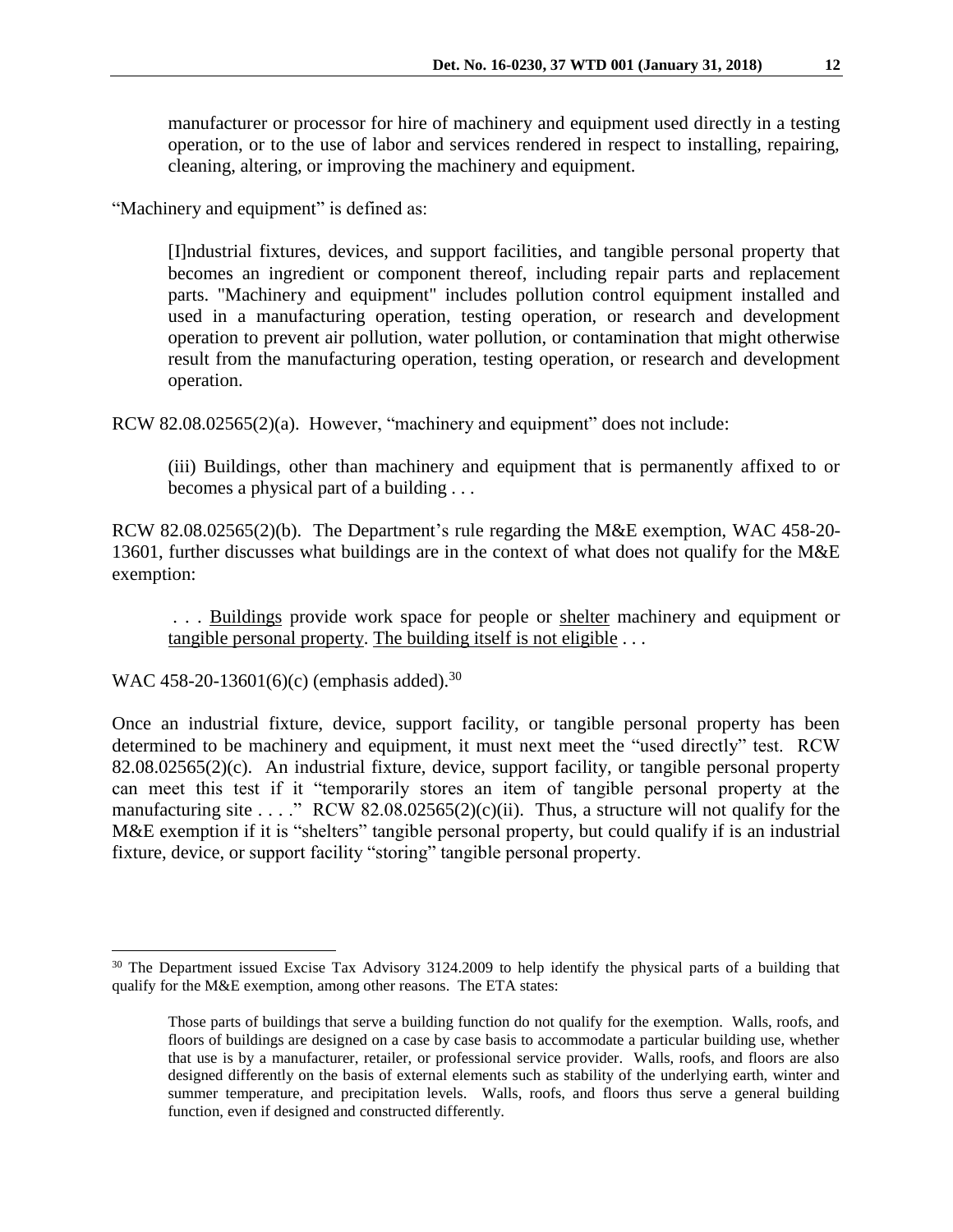manufacturer or processor for hire of machinery and equipment used directly in a testing operation, or to the use of labor and services rendered in respect to installing, repairing, cleaning, altering, or improving the machinery and equipment.

"Machinery and equipment" is defined as:

> [I]ndustrial fixtures, devices, and support facilities, and tangible personal property that becomes an ingredient or component thereof, including repair parts and replacement parts. "Machinery and equipment" includes pollution control equipment installed and used in a manufacturing operation, testing operation, or research and development operation to prevent air pollution, water pollution, or contamination that might otherwise result from the manufacturing operation, testing operation, or research and development operation.

RCW 82.08.02565(2)(a). However, "machinery and equipment" does not include:

> (iii) Buildings, other than machinery and equipment that is permanently affixed to or becomes a physical part of a building . . .

RCW 82.08.02565(2)(b). The Department's rule regarding the M&E exemption, WAC 458-20-13601, further discusses what buildings are in the context of what does not qualify for the M&E exemption:

> . . . <u>Buildings</u> provide work space for people or <u>shelter</u> machinery and equipment or <u>tangible personal property</u>. <u>The building itself is not eligible</u> . . .

WAC 458-20-13601(6)(c) (emphasis added).[30]

Once an industrial fixture, device, support facility, or tangible personal property has been determined to be machinery and equipment, it must next meet the "used directly" test. RCW 82.08.02565(2)(c). An industrial fixture, device, support facility, or tangible personal property can meet this test if it "temporarily stores an item of tangible personal property at the manufacturing site . . . ." RCW 82.08.02565(2)(c)(ii). Thus, a structure will not qualify for the M&E exemption if it is "shelters" tangible personal property, but could qualify if is an industrial fixture, device, or support facility "storing" tangible personal property.

---

[30] The Department issued Excise Tax Advisory 3124.2009 to help identify the physical parts of a building that qualify for the M&E exemption, among other reasons. The ETA states:

> Those parts of buildings that serve a building function do not qualify for the exemption. Walls, roofs, and floors of buildings are designed on a case by case basis to accommodate a particular building use, whether that use is by a manufacturer, retailer, or professional service provider. Walls, roofs, and floors are also designed differently on the basis of external elements such as stability of the underlying earth, winter and summer temperature, and precipitation levels. Walls, roofs, and floors thus serve a general building function, even if designed and constructed differently.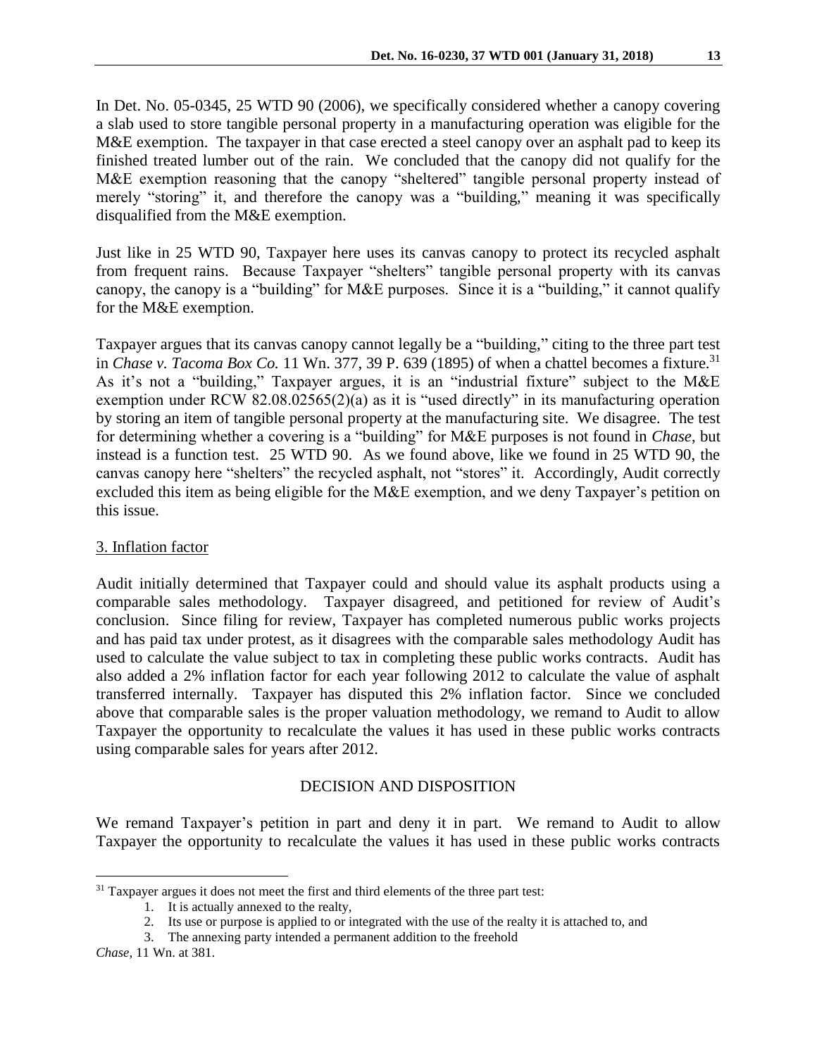In Det. No. 05-0345, 25 WTD 90 (2006), we specifically considered whether a canopy covering a slab used to store tangible personal property in a manufacturing operation was eligible for the M&E exemption. The taxpayer in that case erected a steel canopy over an asphalt pad to keep its finished treated lumber out of the rain. We concluded that the canopy did not qualify for the M&E exemption reasoning that the canopy "sheltered" tangible personal property instead of merely "storing" it, and therefore the canopy was a "building," meaning it was specifically disqualified from the M&E exemption.

Just like in 25 WTD 90, Taxpayer here uses its canvas canopy to protect its recycled asphalt from frequent rains. Because Taxpayer "shelters" tangible personal property with its canvas canopy, the canopy is a "building" for M&E purposes. Since it is a "building," it cannot qualify for the M&E exemption.

Taxpayer argues that its canvas canopy cannot legally be a "building," citing to the three part test in *Chase v. Tacoma Box Co.* 11 Wn. 377, 39 P. 639 (1895) of when a chattel becomes a fixture.[31] As it's not a "building," Taxpayer argues, it is an "industrial fixture" subject to the M&E exemption under RCW 82.08.02565(2)(a) as it is "used directly" in its manufacturing operation by storing an item of tangible personal property at the manufacturing site. We disagree. The test for determining whether a covering is a "building" for M&E purposes is not found in *Chase*, but instead is a function test. 25 WTD 90. As we found above, like we found in 25 WTD 90, the canvas canopy here "shelters" the recycled asphalt, not "stores" it. Accordingly, Audit correctly excluded this item as being eligible for the M&E exemption, and we deny Taxpayer's petition on this issue.

3. Inflation factor

Audit initially determined that Taxpayer could and should value its asphalt products using a comparable sales methodology. Taxpayer disagreed, and petitioned for review of Audit's conclusion. Since filing for review, Taxpayer has completed numerous public works projects and has paid tax under protest, as it disagrees with the comparable sales methodology Audit has used to calculate the value subject to tax in completing these public works contracts. Audit has also added a 2% inflation factor for each year following 2012 to calculate the value of asphalt transferred internally. Taxpayer has disputed this 2% inflation factor. Since we concluded above that comparable sales is the proper valuation methodology, we remand to Audit to allow Taxpayer the opportunity to recalculate the values it has used in these public works contracts using comparable sales for years after 2012.

## DECISION AND DISPOSITION

We remand Taxpayer's petition in part and deny it in part. We remand to Audit to allow Taxpayer the opportunity to recalculate the values it has used in these public works contracts

[31] Taxpayer argues it does not meet the first and third elements of the three part test:

1. It is actually annexed to the realty,
2. Its use or purpose is applied to or integrated with the use of the realty it is attached to, and
3. The annexing party intended a permanent addition to the freehold

*Chase*, 11 Wn. at 381.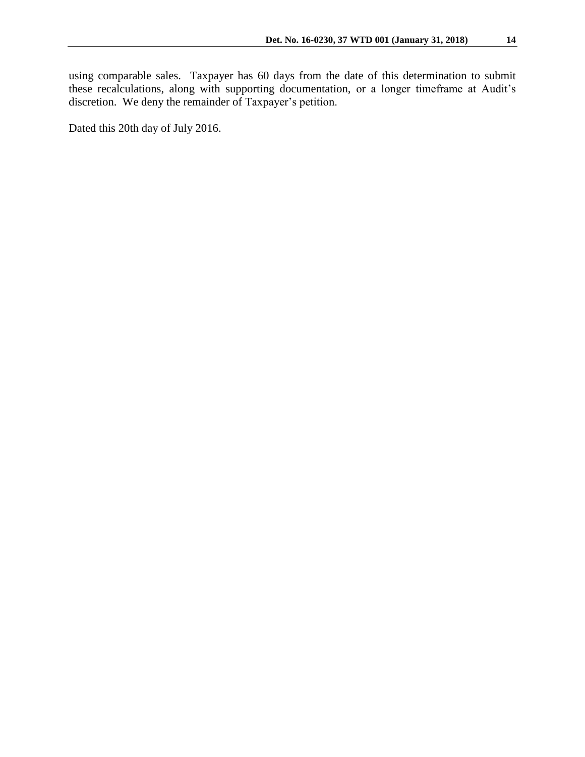using comparable sales. Taxpayer has 60 days from the date of this determination to submit these recalculations, along with supporting documentation, or a longer timeframe at Audit's discretion. We deny the remainder of Taxpayer's petition.

Dated this 20th day of July 2016.